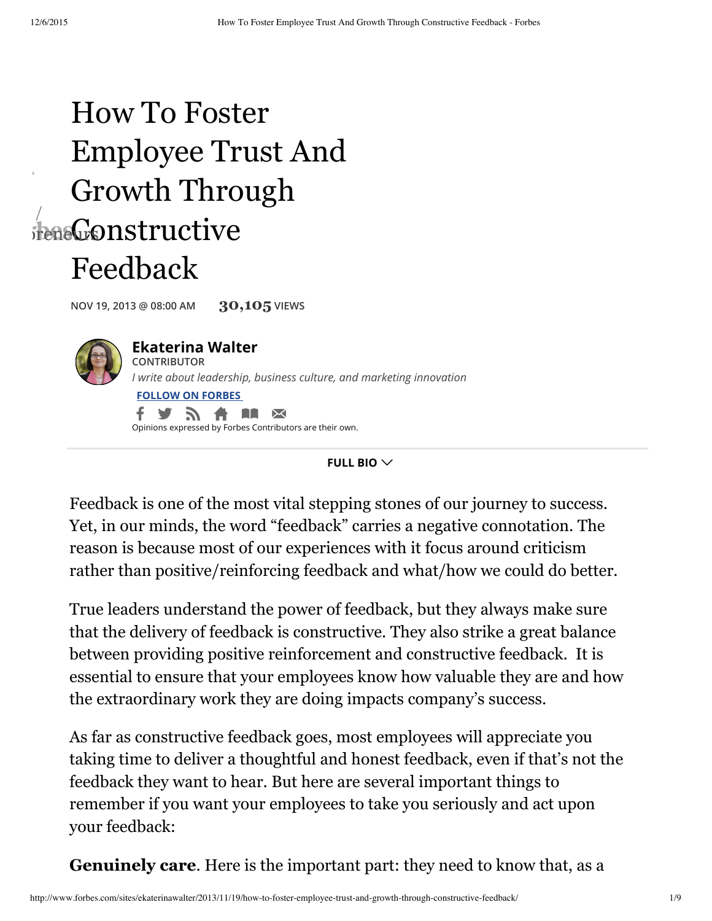# How To Foster Employee Trust And Growth Through Constructive Feedback

NOV 19, 2013 @ 08:00 AM 30,105 VIEWS

**Ekaterina Walter**
CONTRIBUTOR
*I write about leadership, business culture, and marketing innovation*

FOLLOW ON FORBES

Opinions expressed by Forbes Contributors are their own.

FULL BIO

Feedback is one of the most vital stepping stones of our journey to success. Yet, in our minds, the word "feedback" carries a negative connotation. The reason is because most of our experiences with it focus around criticism rather than positive/reinforcing feedback and what/how we could do better.

True leaders understand the power of feedback, but they always make sure that the delivery of feedback is constructive. They also strike a great balance between providing positive reinforcement and constructive feedback. It is essential to ensure that your employees know how valuable they are and how the extraordinary work they are doing impacts company's success.

As far as constructive feedback goes, most employees will appreciate you taking time to deliver a thoughtful and honest feedback, even if that's not the feedback they want to hear. But here are several important things to remember if you want your employees to take you seriously and act upon your feedback:

**Genuinely care**. Here is the important part: they need to know that, as a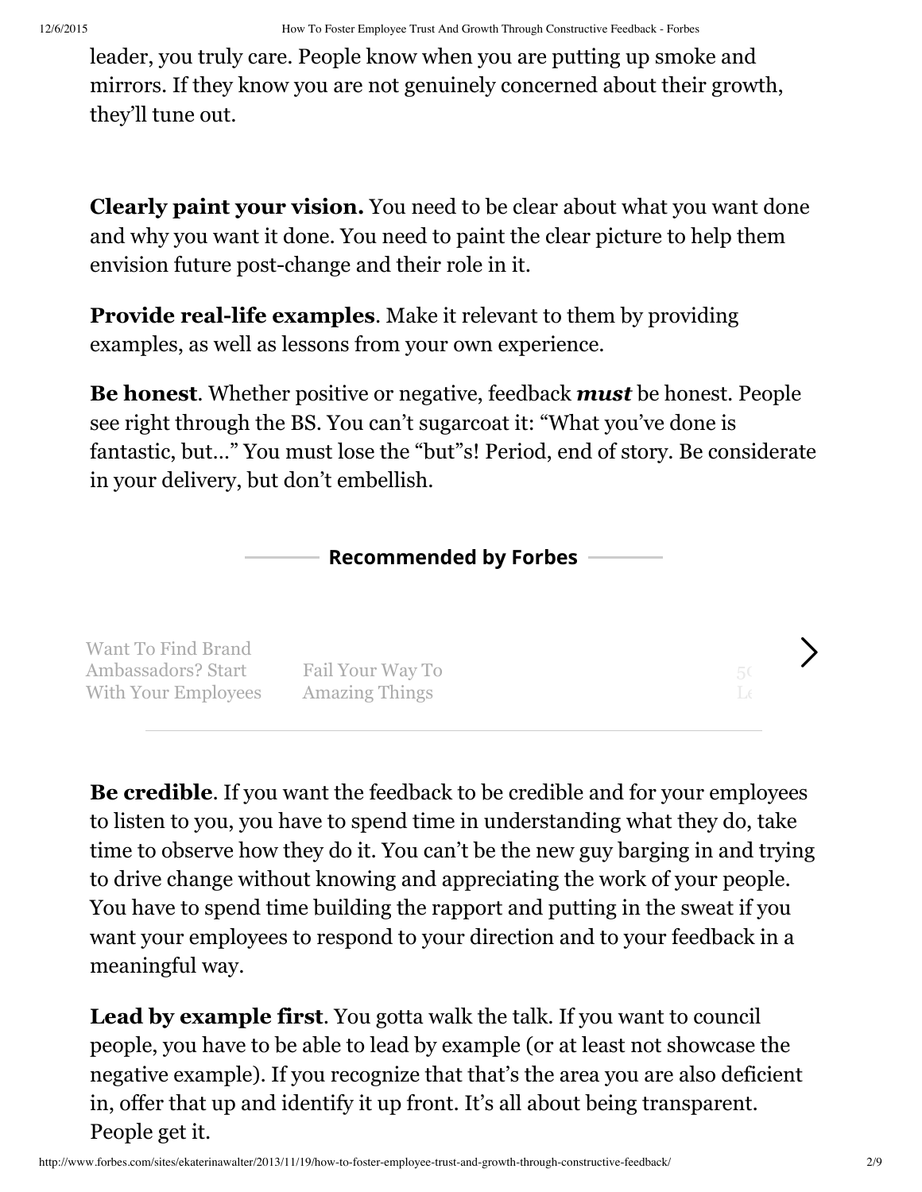leader, you truly care. People know when you are putting up smoke and mirrors. If they know you are not genuinely concerned about their growth, they'll tune out.

**Clearly paint your vision.** You need to be clear about what you want done and why you want it done. You need to paint the clear picture to help them envision future post-change and their role in it.

**Provide real-life examples**. Make it relevant to them by providing examples, as well as lessons from your own experience.

**Be honest**. Whether positive or negative, feedback ***must*** be honest. People see right through the BS. You can't sugarcoat it: "What you've done is fantastic, but…" You must lose the "but"s! Period, end of story. Be considerate in your delivery, but don't embellish.

**Recommended by Forbes**

Want To Find Brand Ambassadors? Start With Your Employees

Fail Your Way To Amazing Things

**Be credible**. If you want the feedback to be credible and for your employees to listen to you, you have to spend time in understanding what they do, take time to observe how they do it. You can't be the new guy barging in and trying to drive change without knowing and appreciating the work of your people. You have to spend time building the rapport and putting in the sweat if you want your employees to respond to your direction and to your feedback in a meaningful way.

**Lead by example first**. You gotta walk the talk. If you want to council people, you have to be able to lead by example (or at least not showcase the negative example). If you recognize that that's the area you are also deficient in, offer that up and identify it up front. It's all about being transparent. People get it.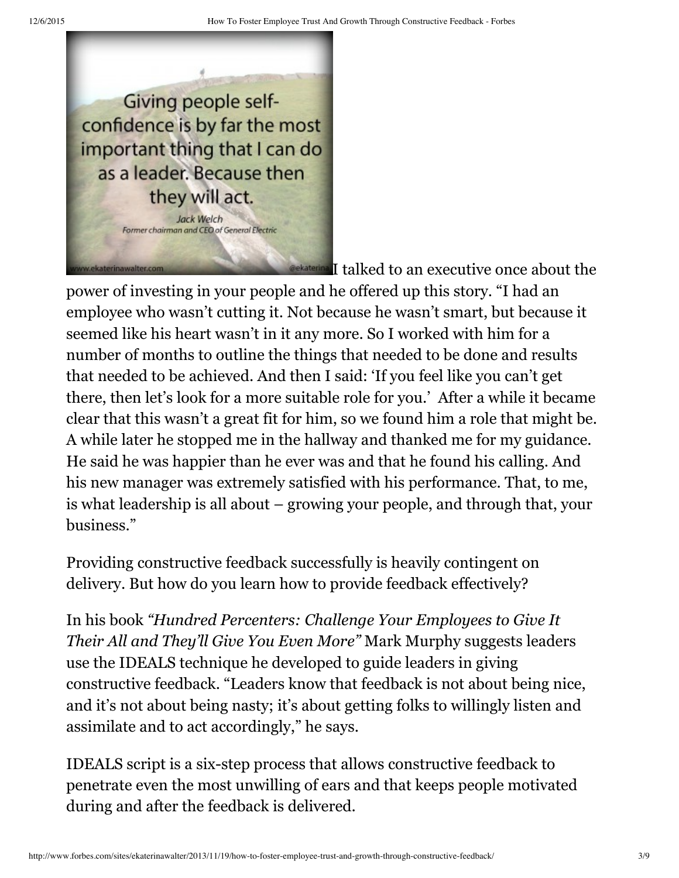I talked to an executive once about the power of investing in your people and he offered up this story. “I had an employee who wasn’t cutting it. Not because he wasn’t smart, but because it seemed like his heart wasn’t in it any more. So I worked with him for a number of months to outline the things that needed to be done and results that needed to be achieved. And then I said: ‘If you feel like you can’t get there, then let’s look for a more suitable role for you.’ After a while it became clear that this wasn’t a great fit for him, so we found him a role that might be. A while later he stopped me in the hallway and thanked me for my guidance. He said he was happier than he ever was and that he found his calling. And his new manager was extremely satisfied with his performance. That, to me, is what leadership is all about – growing your people, and through that, your business.”

Providing constructive feedback successfully is heavily contingent on delivery. But how do you learn how to provide feedback effectively?

In his book *“Hundred Percenters: Challenge Your Employees to Give It Their All and They’ll Give You Even More”* Mark Murphy suggests leaders use the IDEALS technique he developed to guide leaders in giving constructive feedback. “Leaders know that feedback is not about being nice, and it’s not about being nasty; it’s about getting folks to willingly listen and assimilate and to act accordingly,” he says.

IDEALS script is a six-step process that allows constructive feedback to penetrate even the most unwilling of ears and that keeps people motivated during and after the feedback is delivered.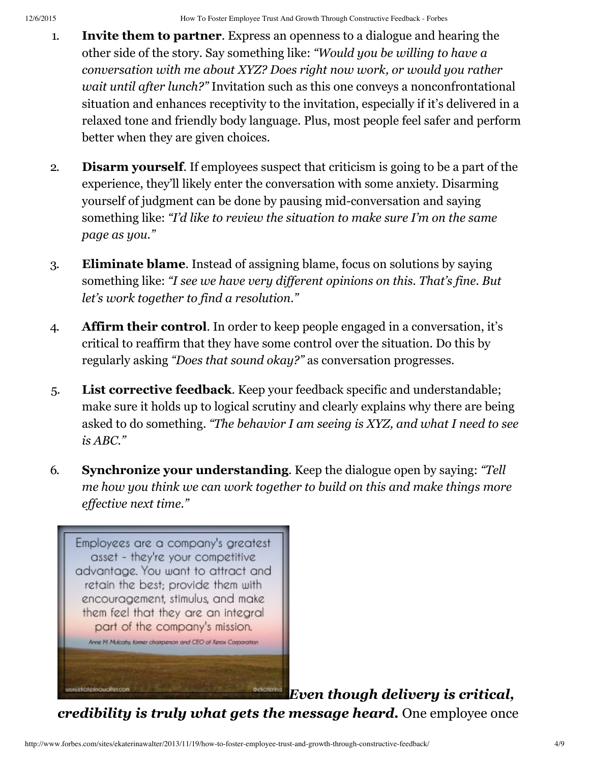1. **Invite them to partner**. Express an openness to a dialogue and hearing the other side of the story. Say something like: *"Would you be willing to have a conversation with me about XYZ? Does right now work, or would you rather wait until after lunch?"* Invitation such as this one conveys a nonconfrontational situation and enhances receptivity to the invitation, especially if it's delivered in a relaxed tone and friendly body language. Plus, most people feel safer and perform better when they are given choices.

2. **Disarm yourself**. If employees suspect that criticism is going to be a part of the experience, they'll likely enter the conversation with some anxiety. Disarming yourself of judgment can be done by pausing mid-conversation and saying something like: *"I'd like to review the situation to make sure I'm on the same page as you."*

3. **Eliminate blame**. Instead of assigning blame, focus on solutions by saying something like: *"I see we have very different opinions on this. That's fine. But let's work together to find a resolution."*

4. **Affirm their control**. In order to keep people engaged in a conversation, it's critical to reaffirm that they have some control over the situation. Do this by regularly asking *"Does that sound okay?"* as conversation progresses.

5. **List corrective feedback**. Keep your feedback specific and understandable; make sure it holds up to logical scrutiny and clearly explains why there are being asked to do something. *"The behavior I am seeing is XYZ, and what I need to see is ABC."*

6. **Synchronize your understanding**. Keep the dialogue open by saying: *"Tell me how you think we can work together to build on this and make things more effective next time."*

> Employees are a company's greatest asset - they're your competitive advantage. You want to attract and retain the best; provide them with encouragement, stimulus, and make them feel that they are an integral part of the company's mission.
>
> Anne M. Mulcahy, former chairperson and CEO of Xerox Corporation

***Even though delivery is critical, credibility is truly what gets the message heard.*** One employee once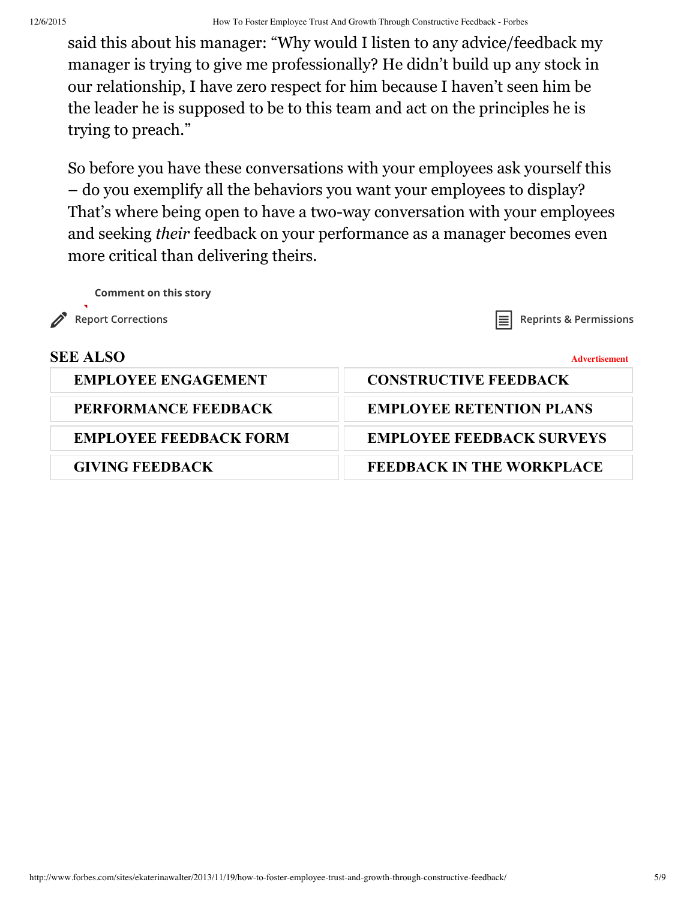said this about his manager: “Why would I listen to any advice/feedback my manager is trying to give me professionally? He didn’t build up any stock in our relationship, I have zero respect for him because I haven’t seen him be the leader he is supposed to be to this team and act on the principles he is trying to preach.”

So before you have these conversations with your employees ask yourself this – do you exemplify all the behaviors you want your employees to display? That’s where being open to have a two-way conversation with your employees and seeking *their* feedback on your performance as a manager becomes even more critical than delivering theirs.

Comment on this story

Report Corrections

Reprints & Permissions

## SEE ALSO

Advertisement

| | |
|---|---|
| EMPLOYEE ENGAGEMENT | CONSTRUCTIVE FEEDBACK |
| PERFORMANCE FEEDBACK | EMPLOYEE RETENTION PLANS |
| EMPLOYEE FEEDBACK FORM | EMPLOYEE FEEDBACK SURVEYS |
| GIVING FEEDBACK | FEEDBACK IN THE WORKPLACE |